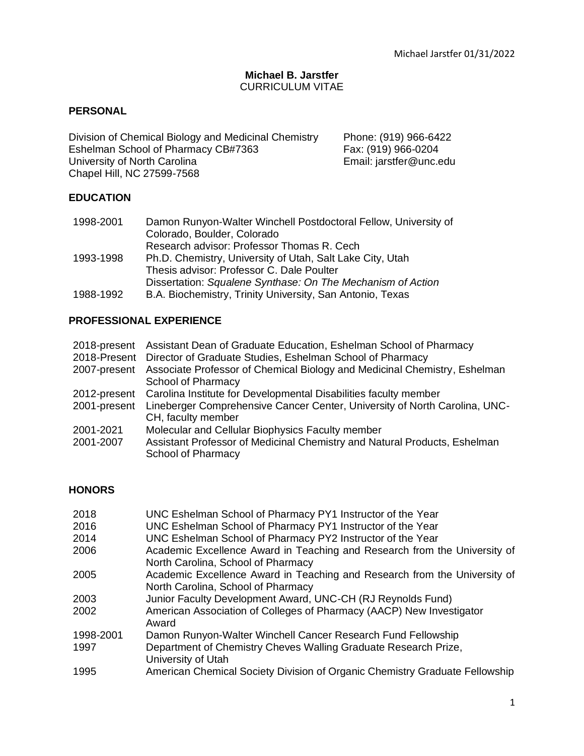# Michael B. Jarstfer
CURRICULUM VITAE

## PERSONAL

Division of Chemical Biology and Medicinal Chemistry
Eshelman School of Pharmacy CB#7363
University of North Carolina
Chapel Hill, NC 27599-7568

Phone: (919) 966-6422
Fax: (919) 966-0204
Email: jarstfer@unc.edu

## EDUCATION

| | |
|---|---|
| 1998-2001 | Damon Runyon-Walter Winchell Postdoctoral Fellow, University of Colorado, Boulder, Colorado<br>Research advisor: Professor Thomas R. Cech |
| 1993-1998 | Ph.D. Chemistry, University of Utah, Salt Lake City, Utah<br>Thesis advisor: Professor C. Dale Poulter<br>Dissertation: *Squalene Synthase: On The Mechanism of Action* |
| 1988-1992 | B.A. Biochemistry, Trinity University, San Antonio, Texas |

## PROFESSIONAL EXPERIENCE

| | |
|---|---|
| 2018-present | Assistant Dean of Graduate Education, Eshelman School of Pharmacy |
| 2018-Present | Director of Graduate Studies, Eshelman School of Pharmacy |
| 2007-present | Associate Professor of Chemical Biology and Medicinal Chemistry, Eshelman School of Pharmacy |
| 2012-present | Carolina Institute for Developmental Disabilities faculty member |
| 2001-present | Lineberger Comprehensive Cancer Center, University of North Carolina, UNC-CH, faculty member |
| 2001-2021 | Molecular and Cellular Biophysics Faculty member |
| 2001-2007 | Assistant Professor of Medicinal Chemistry and Natural Products, Eshelman School of Pharmacy |

## HONORS

| | |
|---|---|
| 2018 | UNC Eshelman School of Pharmacy PY1 Instructor of the Year |
| 2016 | UNC Eshelman School of Pharmacy PY1 Instructor of the Year |
| 2014 | UNC Eshelman School of Pharmacy PY2 Instructor of the Year |
| 2006 | Academic Excellence Award in Teaching and Research from the University of North Carolina, School of Pharmacy |
| 2005 | Academic Excellence Award in Teaching and Research from the University of North Carolina, School of Pharmacy |
| 2003 | Junior Faculty Development Award, UNC-CH (RJ Reynolds Fund) |
| 2002 | American Association of Colleges of Pharmacy (AACP) New Investigator Award |
| 1998-2001 | Damon Runyon-Walter Winchell Cancer Research Fund Fellowship |
| 1997 | Department of Chemistry Cheves Walling Graduate Research Prize, University of Utah |
| 1995 | American Chemical Society Division of Organic Chemistry Graduate Fellowship |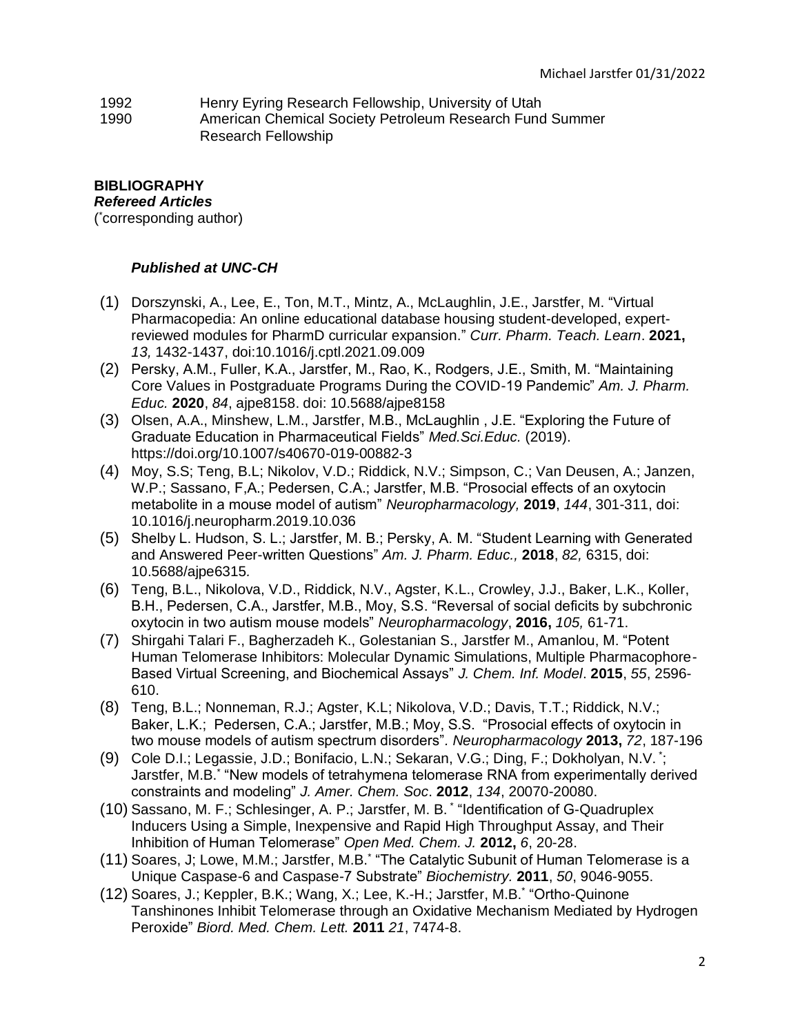1992 Henry Eyring Research Fellowship, University of Utah

1990 American Chemical Society Petroleum Research Fund Summer Research Fellowship

## BIBLIOGRAPHY

### *Refereed Articles*

(*corresponding author)

#### *Published at UNC-CH*

(1) Dorszynski, A., Lee, E., Ton, M.T., Mintz, A., McLaughlin, J.E., Jarstfer, M. "Virtual Pharmacopedia: An online educational database housing student-developed, expert-reviewed modules for PharmD curricular expansion." *Curr. Pharm. Teach. Learn*. **2021,** *13,* 1432-1437, doi:10.1016/j.cptl.2021.09.009

(2) Persky, A.M., Fuller, K.A., Jarstfer, M., Rao, K., Rodgers, J.E., Smith, M. "Maintaining Core Values in Postgraduate Programs During the COVID-19 Pandemic" *Am. J. Pharm. Educ.* **2020**, *84*, ajpe8158. doi: 10.5688/ajpe8158

(3) Olsen, A.A., Minshew, L.M., Jarstfer, M.B., McLaughlin , J.E. "Exploring the Future of Graduate Education in Pharmaceutical Fields" *Med.Sci.Educ.* (2019). https://doi.org/10.1007/s40670-019-00882-3

(4) Moy, S.S; Teng, B.L; Nikolov, V.D.; Riddick, N.V.; Simpson, C.; Van Deusen, A.; Janzen, W.P.; Sassano, F,A.; Pedersen, C.A.; Jarstfer, M.B. "Prosocial effects of an oxytocin metabolite in a mouse model of autism" *Neuropharmacology,* **2019**, *144*, 301-311, doi: 10.1016/j.neuropharm.2019.10.036

(5) Shelby L. Hudson, S. L.; Jarstfer, M. B.; Persky, A. M. "Student Learning with Generated and Answered Peer-written Questions" *Am. J. Pharm. Educ.,* **2018**, *82,* 6315, doi: 10.5688/ajpe6315.

(6) Teng, B.L., Nikolova, V.D., Riddick, N.V., Agster, K.L., Crowley, J.J., Baker, L.K., Koller, B.H., Pedersen, C.A., Jarstfer, M.B., Moy, S.S. "Reversal of social deficits by subchronic oxytocin in two autism mouse models" *Neuropharmacology*, **2016,** *105,* 61-71.

(7) Shirgahi Talari F., Bagherzadeh K., Golestanian S., Jarstfer M., Amanlou, M. "Potent Human Telomerase Inhibitors: Molecular Dynamic Simulations, Multiple Pharmacophore-Based Virtual Screening, and Biochemical Assays" *J. Chem. Inf. Model*. **2015**, *55*, 2596-610.

(8) Teng, B.L.; Nonneman, R.J.; Agster, K.L; Nikolova, V.D.; Davis, T.T.; Riddick, N.V.; Baker, L.K.; Pedersen, C.A.; Jarstfer, M.B.; Moy, S.S. "Prosocial effects of oxytocin in two mouse models of autism spectrum disorders". *Neuropharmacology* **2013,** *72*, 187-196

(9) Cole D.I.; Legassie, J.D.; Bonifacio, L.N.; Sekaran, V.G.; Ding, F.; Dokholyan, N.V.*; Jarstfer, M.B.* "New models of tetrahymena telomerase RNA from experimentally derived constraints and modeling" *J. Amer. Chem. Soc*. **2012**, *134*, 20070-20080.

(10) Sassano, M. F.; Schlesinger, A. P.; Jarstfer, M. B.* "Identification of G-Quadruplex Inducers Using a Simple, Inexpensive and Rapid High Throughput Assay, and Their Inhibition of Human Telomerase" *Open Med. Chem. J.* **2012,** *6*, 20-28.

(11) Soares, J; Lowe, M.M.; Jarstfer, M.B.* "The Catalytic Subunit of Human Telomerase is a Unique Caspase-6 and Caspase-7 Substrate" *Biochemistry.* **2011**, *50*, 9046-9055.

(12) Soares, J.; Keppler, B.K.; Wang, X.; Lee, K.-H.; Jarstfer, M.B.* "Ortho-Quinone Tanshinones Inhibit Telomerase through an Oxidative Mechanism Mediated by Hydrogen Peroxide" *Biord. Med. Chem. Lett.* **2011** *21*, 7474-8.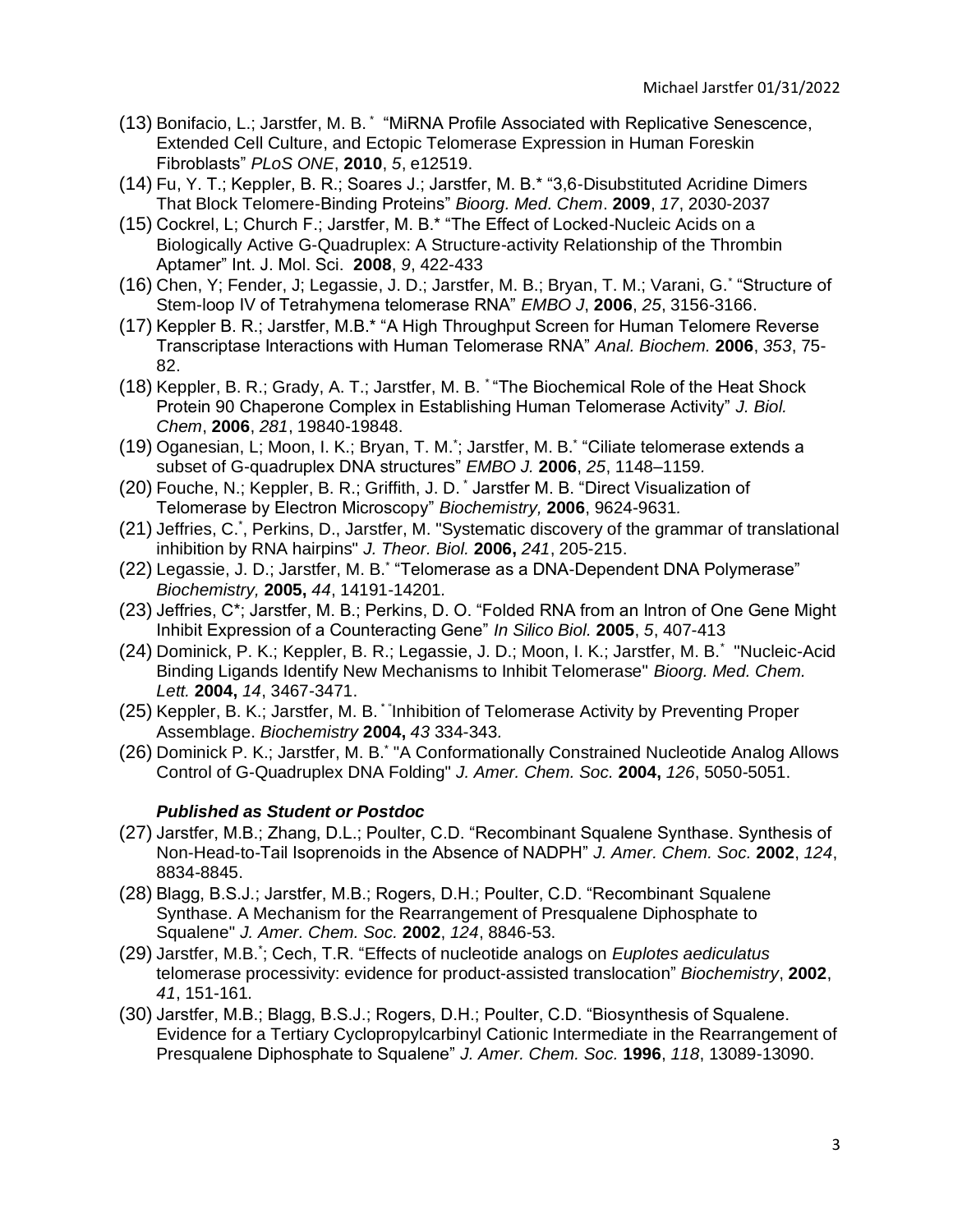(13) Bonifacio, L.; Jarstfer, M. B. * "MiRNA Profile Associated with Replicative Senescence, Extended Cell Culture, and Ectopic Telomerase Expression in Human Foreskin Fibroblasts" *PLoS ONE*, **2010**, *5*, e12519.

(14) Fu, Y. T.; Keppler, B. R.; Soares J.; Jarstfer, M. B.* "3,6-Disubstituted Acridine Dimers That Block Telomere-Binding Proteins" *Bioorg. Med. Chem*. **2009**, *17*, 2030-2037

(15) Cockrel, L; Church F.; Jarstfer, M. B.* "The Effect of Locked-Nucleic Acids on a Biologically Active G-Quadruplex: A Structure-activity Relationship of the Thrombin Aptamer" Int. J. Mol. Sci. **2008**, *9*, 422-433

(16) Chen, Y; Fender, J; Legassie, J. D.; Jarstfer, M. B.; Bryan, T. M.; Varani, G.* "Structure of Stem-loop IV of Tetrahymena telomerase RNA" *EMBO J*, **2006**, *25*, 3156-3166.

(17) Keppler B. R.; Jarstfer, M.B.* "A High Throughput Screen for Human Telomere Reverse Transcriptase Interactions with Human Telomerase RNA" *Anal. Biochem.* **2006**, *353*, 75-82.

(18) Keppler, B. R.; Grady, A. T.; Jarstfer, M. B. * "The Biochemical Role of the Heat Shock Protein 90 Chaperone Complex in Establishing Human Telomerase Activity" *J. Biol. Chem*, **2006**, *281*, 19840-19848.

(19) Oganesian, L; Moon, I. K.; Bryan, T. M.*; Jarstfer, M. B.* "Ciliate telomerase extends a subset of G-quadruplex DNA structures" *EMBO J.* **2006**, *25*, 1148–1159.

(20) Fouche, N.; Keppler, B. R.; Griffith, J. D. * Jarstfer M. B. "Direct Visualization of Telomerase by Electron Microscopy" *Biochemistry,* **2006**, 9624-9631*.*

(21) Jeffries, C.*, Perkins, D., Jarstfer, M. "Systematic discovery of the grammar of translational inhibition by RNA hairpins" *J. Theor. Biol.* **2006,** *241*, 205-215.

(22) Legassie, J. D.; Jarstfer, M. B.* "Telomerase as a DNA-Dependent DNA Polymerase" *Biochemistry,* **2005,** *44*, 14191-14201.

(23) Jeffries, C*; Jarstfer, M. B.; Perkins, D. O. "Folded RNA from an Intron of One Gene Might Inhibit Expression of a Counteracting Gene" *In Silico Biol.* **2005**, *5*, 407-413

(24) Dominick, P. K.; Keppler, B. R.; Legassie, J. D.; Moon, I. K.; Jarstfer, M. B.* "Nucleic-Acid Binding Ligands Identify New Mechanisms to Inhibit Telomerase" *Bioorg. Med. Chem. Lett.* **2004,** *14*, 3467-3471.

(25) Keppler, B. K.; Jarstfer, M. B. * "Inhibition of Telomerase Activity by Preventing Proper Assemblage. *Biochemistry* **2004,** *43* 334-343*.*

(26) Dominick P. K.; Jarstfer, M. B.* "A Conformationally Constrained Nucleotide Analog Allows Control of G-Quadruplex DNA Folding" *J. Amer. Chem. Soc.* **2004,** *126*, 5050-5051.

***Published as Student or Postdoc***

(27) Jarstfer, M.B.; Zhang, D.L.; Poulter, C.D. "Recombinant Squalene Synthase. Synthesis of Non-Head-to-Tail Isoprenoids in the Absence of NADPH" *J. Amer. Chem. Soc.* **2002**, *124*, 8834-8845.

(28) Blagg, B.S.J.; Jarstfer, M.B.; Rogers, D.H.; Poulter, C.D. "Recombinant Squalene Synthase. A Mechanism for the Rearrangement of Presqualene Diphosphate to Squalene" *J. Amer. Chem. Soc.* **2002**, *124*, 8846-53.

(29) Jarstfer, M.B.*; Cech, T.R. "Effects of nucleotide analogs on *Euplotes aediculatus* telomerase processivity: evidence for product-assisted translocation" *Biochemistry*, **2002**, *41*, 151-161*.*

(30) Jarstfer, M.B.; Blagg, B.S.J.; Rogers, D.H.; Poulter, C.D. "Biosynthesis of Squalene. Evidence for a Tertiary Cyclopropylcarbinyl Cationic Intermediate in the Rearrangement of Presqualene Diphosphate to Squalene" *J. Amer. Chem. Soc.* **1996**, *118*, 13089-13090.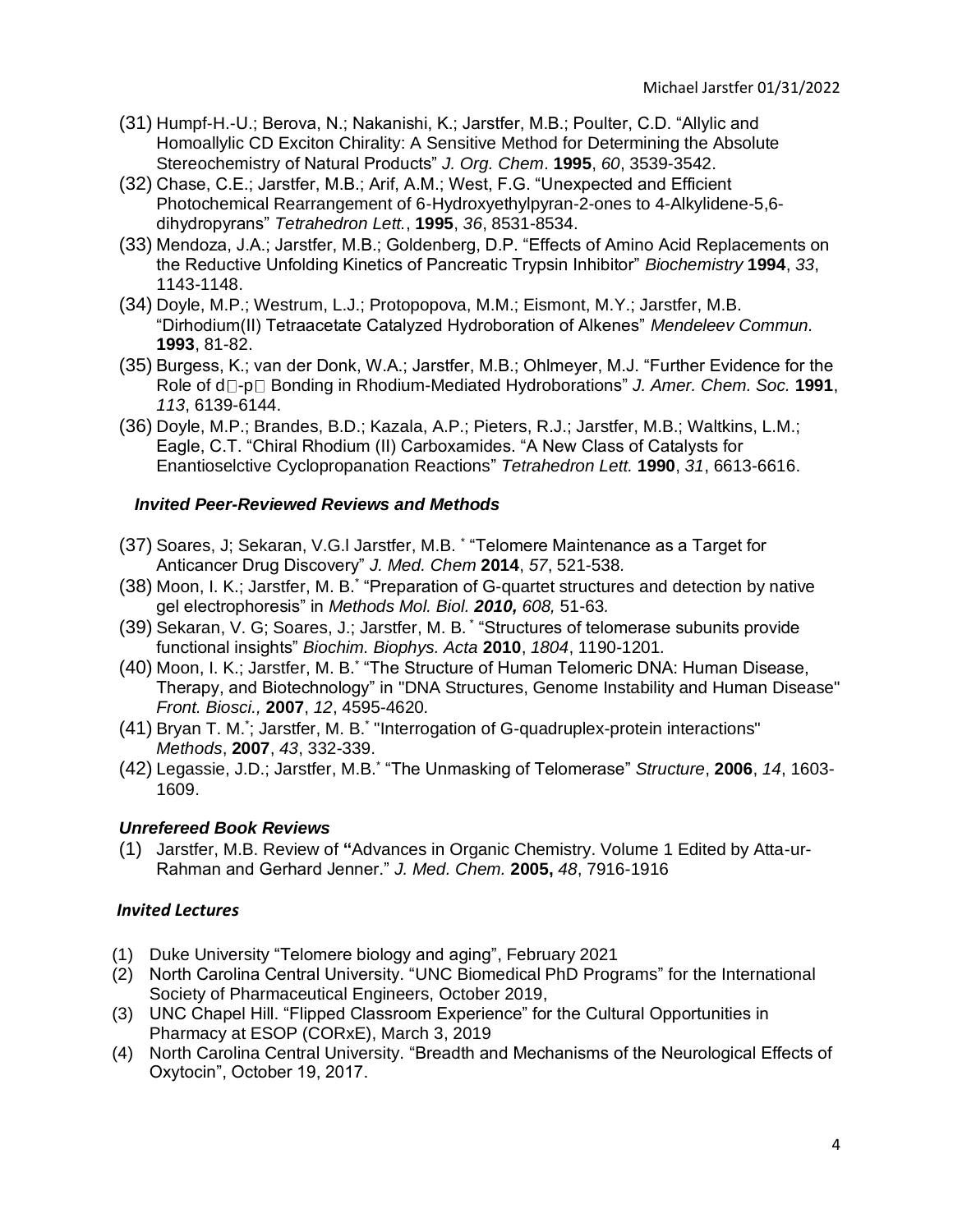(31) Humpf-H.-U.; Berova, N.; Nakanishi, K.; Jarstfer, M.B.; Poulter, C.D. "Allylic and Homoallylic CD Exciton Chirality: A Sensitive Method for Determining the Absolute Stereochemistry of Natural Products" *J. Org. Chem*. **1995**, *60*, 3539-3542.

(32) Chase, C.E.; Jarstfer, M.B.; Arif, A.M.; West, F.G. "Unexpected and Efficient Photochemical Rearrangement of 6-Hydroxyethylpyran-2-ones to 4-Alkylidene-5,6-dihydropyrans" *Tetrahedron Lett.*, **1995**, *36*, 8531-8534.

(33) Mendoza, J.A.; Jarstfer, M.B.; Goldenberg, D.P. "Effects of Amino Acid Replacements on the Reductive Unfolding Kinetics of Pancreatic Trypsin Inhibitor" *Biochemistry* **1994**, *33*, 1143-1148.

(34) Doyle, M.P.; Westrum, L.J.; Protopopova, M.M.; Eismont, M.Y.; Jarstfer, M.B. "Dirhodium(II) Tetraacetate Catalyzed Hydroboration of Alkenes" *Mendeleev Commun.* **1993**, 81-82.

(35) Burgess, K.; van der Donk, W.A.; Jarstfer, M.B.; Ohlmeyer, M.J. "Further Evidence for the Role of d□-p□ Bonding in Rhodium-Mediated Hydroborations" *J. Amer. Chem. Soc.* **1991**, *113*, 6139-6144.

(36) Doyle, M.P.; Brandes, B.D.; Kazala, A.P.; Pieters, R.J.; Jarstfer, M.B.; Waltkins, L.M.; Eagle, C.T. "Chiral Rhodium (II) Carboxamides. "A New Class of Catalysts for Enantioselctive Cyclopropanation Reactions" *Tetrahedron Lett.* **1990**, *31*, 6613-6616.

### *Invited Peer-Reviewed Reviews and Methods*

(37) Soares, J; Sekaran, V.G.l Jarstfer, M.B. * "Telomere Maintenance as a Target for Anticancer Drug Discovery" *J. Med. Chem* **2014**, *57*, 521-538.

(38) Moon, I. K.; Jarstfer, M. B.* "Preparation of G-quartet structures and detection by native gel electrophoresis" in *Methods Mol. Biol.* ***2010,*** *608,* 51-63.

(39) Sekaran, V. G; Soares, J.; Jarstfer, M. B. * "Structures of telomerase subunits provide functional insights" *Biochim. Biophys. Acta* **2010**, *1804*, 1190-1201.

(40) Moon, I. K.; Jarstfer, M. B.* "The Structure of Human Telomeric DNA: Human Disease, Therapy, and Biotechnology" in "DNA Structures, Genome Instability and Human Disease" *Front. Biosci.,* **2007**, *12*, 4595-4620.

(41) Bryan T. M.*; Jarstfer, M. B.* "Interrogation of G-quadruplex-protein interactions" *Methods*, **2007**, *43*, 332-339.

(42) Legassie, J.D.; Jarstfer, M.B.* "The Unmasking of Telomerase" *Structure*, **2006**, *14*, 1603-1609.

### *Unrefereed Book Reviews*

(1) Jarstfer, M.B. Review of **"**Advances in Organic Chemistry. Volume 1 Edited by Atta-ur-Rahman and Gerhard Jenner." *J. Med. Chem.* **2005,** *48*, 7916-1916

### *Invited Lectures*

(1) Duke University "Telomere biology and aging", February 2021

(2) North Carolina Central University. "UNC Biomedical PhD Programs" for the International Society of Pharmaceutical Engineers, October 2019,

(3) UNC Chapel Hill. "Flipped Classroom Experience" for the Cultural Opportunities in Pharmacy at ESOP (CORxE), March 3, 2019

(4) North Carolina Central University. "Breadth and Mechanisms of the Neurological Effects of Oxytocin", October 19, 2017.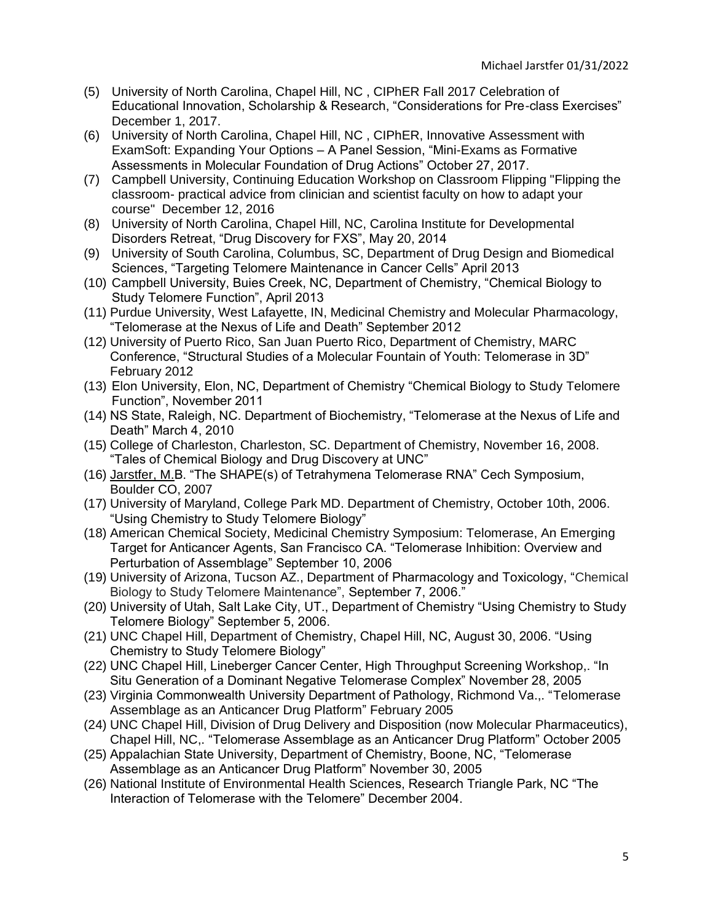(5) University of North Carolina, Chapel Hill, NC , CIPhER Fall 2017 Celebration of Educational Innovation, Scholarship & Research, "Considerations for Pre-class Exercises" December 1, 2017.
(6) University of North Carolina, Chapel Hill, NC , CIPhER, Innovative Assessment with ExamSoft: Expanding Your Options – A Panel Session, "Mini-Exams as Formative Assessments in Molecular Foundation of Drug Actions" October 27, 2017.
(7) Campbell University, Continuing Education Workshop on Classroom Flipping "Flipping the classroom- practical advice from clinician and scientist faculty on how to adapt your course" December 12, 2016
(8) University of North Carolina, Chapel Hill, NC, Carolina Institute for Developmental Disorders Retreat, "Drug Discovery for FXS", May 20, 2014
(9) University of South Carolina, Columbus, SC, Department of Drug Design and Biomedical Sciences, "Targeting Telomere Maintenance in Cancer Cells" April 2013
(10) Campbell University, Buies Creek, NC, Department of Chemistry, "Chemical Biology to Study Telomere Function", April 2013
(11) Purdue University, West Lafayette, IN, Medicinal Chemistry and Molecular Pharmacology, "Telomerase at the Nexus of Life and Death" September 2012
(12) University of Puerto Rico, San Juan Puerto Rico, Department of Chemistry, MARC Conference, "Structural Studies of a Molecular Fountain of Youth: Telomerase in 3D" February 2012
(13) Elon University, Elon, NC, Department of Chemistry "Chemical Biology to Study Telomere Function", November 2011
(14) NS State, Raleigh, NC. Department of Biochemistry, "Telomerase at the Nexus of Life and Death" March 4, 2010
(15) College of Charleston, Charleston, SC. Department of Chemistry, November 16, 2008. "Tales of Chemical Biology and Drug Discovery at UNC"
(16) Jarstfer, M.B. "The SHAPE(s) of Tetrahymena Telomerase RNA" Cech Symposium, Boulder CO, 2007
(17) University of Maryland, College Park MD. Department of Chemistry, October 10th, 2006. "Using Chemistry to Study Telomere Biology"
(18) American Chemical Society, Medicinal Chemistry Symposium: Telomerase, An Emerging Target for Anticancer Agents, San Francisco CA. "Telomerase Inhibition: Overview and Perturbation of Assemblage" September 10, 2006
(19) University of Arizona, Tucson AZ., Department of Pharmacology and Toxicology, "Chemical Biology to Study Telomere Maintenance", September 7, 2006."
(20) University of Utah, Salt Lake City, UT., Department of Chemistry "Using Chemistry to Study Telomere Biology" September 5, 2006.
(21) UNC Chapel Hill, Department of Chemistry, Chapel Hill, NC, August 30, 2006. "Using Chemistry to Study Telomere Biology"
(22) UNC Chapel Hill, Lineberger Cancer Center, High Throughput Screening Workshop,. "In Situ Generation of a Dominant Negative Telomerase Complex" November 28, 2005
(23) Virginia Commonwealth University Department of Pathology, Richmond Va.,. "Telomerase Assemblage as an Anticancer Drug Platform" February 2005
(24) UNC Chapel Hill, Division of Drug Delivery and Disposition (now Molecular Pharmaceutics), Chapel Hill, NC,. "Telomerase Assemblage as an Anticancer Drug Platform" October 2005
(25) Appalachian State University, Department of Chemistry, Boone, NC, "Telomerase Assemblage as an Anticancer Drug Platform" November 30, 2005
(26) National Institute of Environmental Health Sciences, Research Triangle Park, NC "The Interaction of Telomerase with the Telomere" December 2004.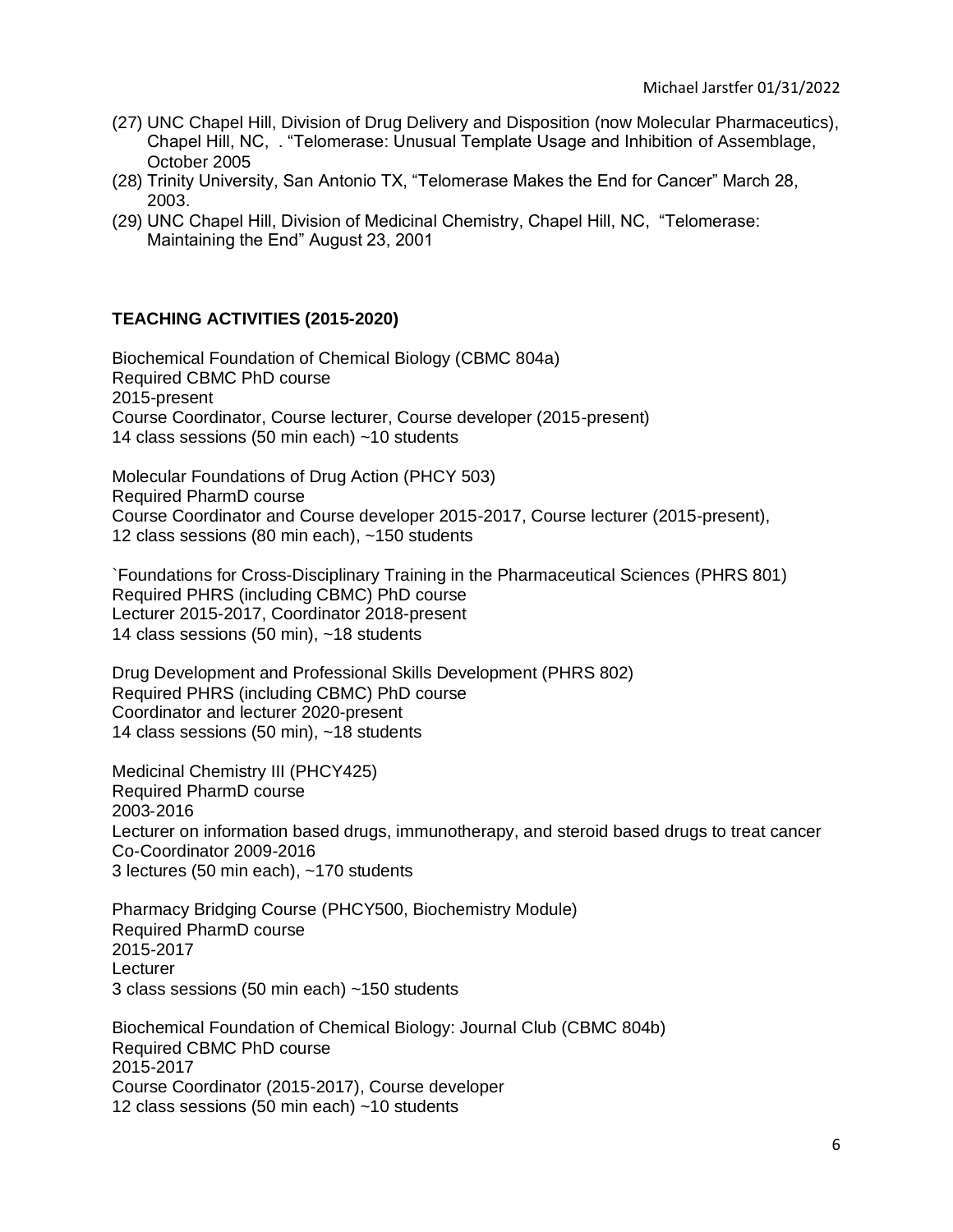(27) UNC Chapel Hill, Division of Drug Delivery and Disposition (now Molecular Pharmaceutics), Chapel Hill, NC, . "Telomerase: Unusual Template Usage and Inhibition of Assemblage, October 2005

(28) Trinity University, San Antonio TX, "Telomerase Makes the End for Cancer" March 28, 2003.

(29) UNC Chapel Hill, Division of Medicinal Chemistry, Chapel Hill, NC, "Telomerase: Maintaining the End" August 23, 2001

## TEACHING ACTIVITIES (2015-2020)

Biochemical Foundation of Chemical Biology (CBMC 804a)
Required CBMC PhD course
2015-present
Course Coordinator, Course lecturer, Course developer (2015-present)
14 class sessions (50 min each) ~10 students

Molecular Foundations of Drug Action (PHCY 503)
Required PharmD course
Course Coordinator and Course developer 2015-2017, Course lecturer (2015-present),
12 class sessions (80 min each), ~150 students

`Foundations for Cross-Disciplinary Training in the Pharmaceutical Sciences (PHRS 801)
Required PHRS (including CBMC) PhD course
Lecturer 2015-2017, Coordinator 2018-present
14 class sessions (50 min), ~18 students

Drug Development and Professional Skills Development (PHRS 802)
Required PHRS (including CBMC) PhD course
Coordinator and lecturer 2020-present
14 class sessions (50 min), ~18 students

Medicinal Chemistry III (PHCY425)
Required PharmD course
2003-2016
Lecturer on information based drugs, immunotherapy, and steroid based drugs to treat cancer
Co-Coordinator 2009-2016
3 lectures (50 min each), ~170 students

Pharmacy Bridging Course (PHCY500, Biochemistry Module)
Required PharmD course
2015-2017
Lecturer
3 class sessions (50 min each) ~150 students

Biochemical Foundation of Chemical Biology: Journal Club (CBMC 804b)
Required CBMC PhD course
2015-2017
Course Coordinator (2015-2017), Course developer
12 class sessions (50 min each) ~10 students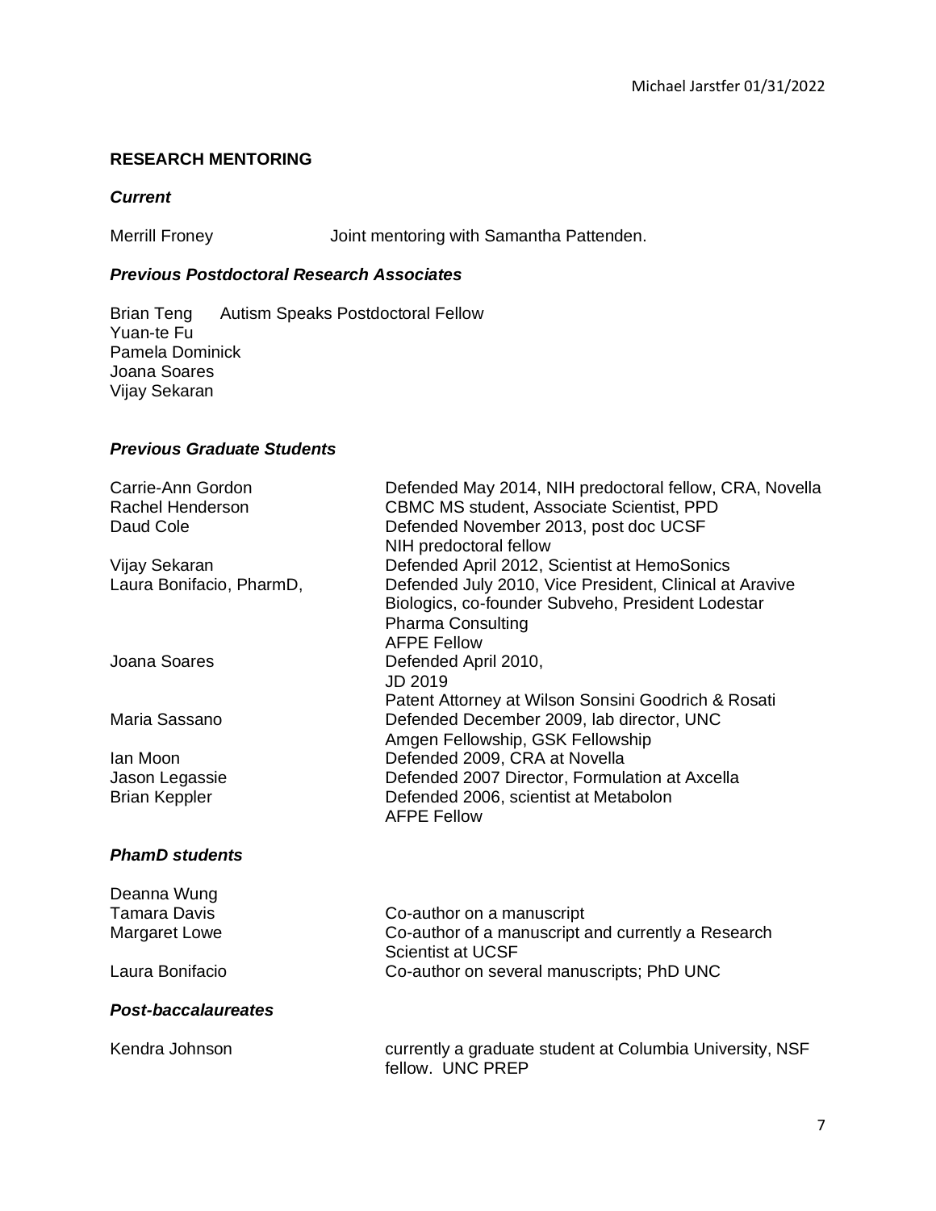## RESEARCH MENTORING

### *Current*

| | |
|---|---|
| Merrill Froney | Joint mentoring with Samantha Pattenden. |

### *Previous Postdoctoral Research Associates*

Brian Teng Autism Speaks Postdoctoral Fellow
Yuan-te Fu
Pamela Dominick
Joana Soares
Vijay Sekaran

### *Previous Graduate Students*

| | |
|---|---|
| Carrie-Ann Gordon | Defended May 2014, NIH predoctoral fellow, CRA, Novella |
| Rachel Henderson | CBMC MS student, Associate Scientist, PPD |
| Daud Cole | Defended November 2013, post doc UCSF<br>NIH predoctoral fellow |
| Vijay Sekaran | Defended April 2012, Scientist at HemoSonics |
| Laura Bonifacio, PharmD, | Defended July 2010, Vice President, Clinical at Aravive Biologics, co-founder Subveho, President Lodestar Pharma Consulting<br>AFPE Fellow |
| Joana Soares | Defended April 2010,<br>JD 2019<br>Patent Attorney at Wilson Sonsini Goodrich & Rosati |
| Maria Sassano | Defended December 2009, lab director, UNC<br>Amgen Fellowship, GSK Fellowship |
| Ian Moon | Defended 2009, CRA at Novella |
| Jason Legassie | Defended 2007 Director, Formulation at Axcella |
| Brian Keppler | Defended 2006, scientist at Metabolon<br>AFPE Fellow |

### *PhamD students*

| | |
|---|---|
| Deanna Wung | |
| Tamara Davis | Co-author on a manuscript |
| Margaret Lowe | Co-author of a manuscript and currently a Research Scientist at UCSF |
| Laura Bonifacio | Co-author on several manuscripts; PhD UNC |

### *Post-baccalaureates*

| | |
|---|---|
| Kendra Johnson | currently a graduate student at Columbia University, NSF fellow. UNC PREP |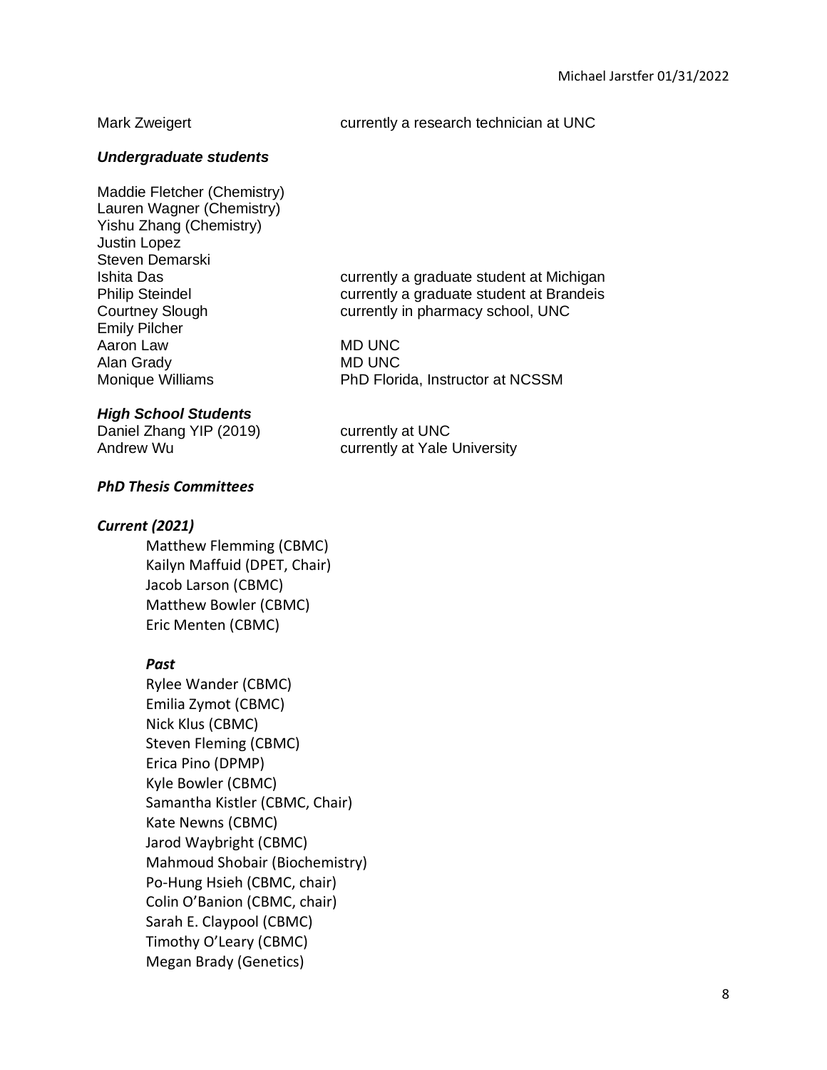Mark Zweigert currently a research technician at UNC

### *Undergraduate students*

| | |
|---|---|
| Maddie Fletcher (Chemistry) | |
| Lauren Wagner (Chemistry) | |
| Yishu Zhang (Chemistry) | |
| Justin Lopez | |
| Steven Demarski | |
| Ishita Das | currently a graduate student at Michigan |
| Philip Steindel | currently a graduate student at Brandeis |
| Courtney Slough | currently in pharmacy school, UNC |
| Emily Pilcher | |
| Aaron Law | MD UNC |
| Alan Grady | MD UNC |
| Monique Williams | PhD Florida, Instructor at NCSSM |

### *High School Students*

| | |
|---|---|
| Daniel Zhang YIP (2019) | currently at UNC |
| Andrew Wu | currently at Yale University |

### *PhD Thesis Committees*

#### *Current (2021)*

Matthew Flemming (CBMC)
Kailyn Maffuid (DPET, Chair)
Jacob Larson (CBMC)
Matthew Bowler (CBMC)
Eric Menten (CBMC)

#### *Past*

Rylee Wander (CBMC)
Emilia Zymot (CBMC)
Nick Klus (CBMC)
Steven Fleming (CBMC)
Erica Pino (DPMP)
Kyle Bowler (CBMC)
Samantha Kistler (CBMC, Chair)
Kate Newns (CBMC)
Jarod Waybright (CBMC)
Mahmoud Shobair (Biochemistry)
Po-Hung Hsieh (CBMC, chair)
Colin O'Banion (CBMC, chair)
Sarah E. Claypool (CBMC)
Timothy O'Leary (CBMC)
Megan Brady (Genetics)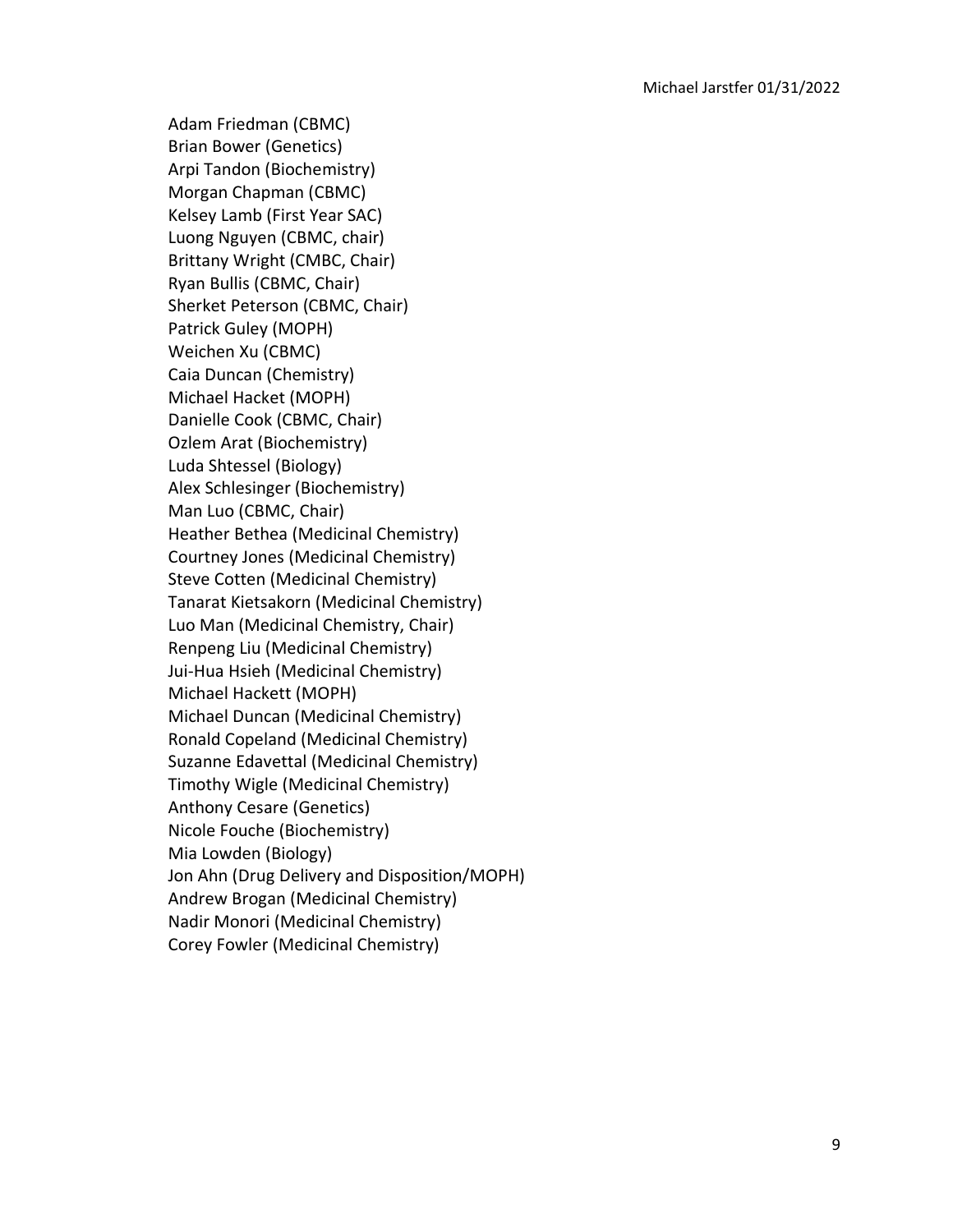Adam Friedman (CBMC)
Brian Bower (Genetics)
Arpi Tandon (Biochemistry)
Morgan Chapman (CBMC)
Kelsey Lamb (First Year SAC)
Luong Nguyen (CBMC, chair)
Brittany Wright (CMBC, Chair)
Ryan Bullis (CBMC, Chair)
Sherket Peterson (CBMC, Chair)
Patrick Guley (MOPH)
Weichen Xu (CBMC)
Caia Duncan (Chemistry)
Michael Hacket (MOPH)
Danielle Cook (CBMC, Chair)
Ozlem Arat (Biochemistry)
Luda Shtessel (Biology)
Alex Schlesinger (Biochemistry)
Man Luo (CBMC, Chair)
Heather Bethea (Medicinal Chemistry)
Courtney Jones (Medicinal Chemistry)
Steve Cotten (Medicinal Chemistry)
Tanarat Kietsakorn (Medicinal Chemistry)
Luo Man (Medicinal Chemistry, Chair)
Renpeng Liu (Medicinal Chemistry)
Jui-Hua Hsieh (Medicinal Chemistry)
Michael Hackett (MOPH)
Michael Duncan (Medicinal Chemistry)
Ronald Copeland (Medicinal Chemistry)
Suzanne Edavettal (Medicinal Chemistry)
Timothy Wigle (Medicinal Chemistry)
Anthony Cesare (Genetics)
Nicole Fouche (Biochemistry)
Mia Lowden (Biology)
Jon Ahn (Drug Delivery and Disposition/MOPH)
Andrew Brogan (Medicinal Chemistry)
Nadir Monori (Medicinal Chemistry)
Corey Fowler (Medicinal Chemistry)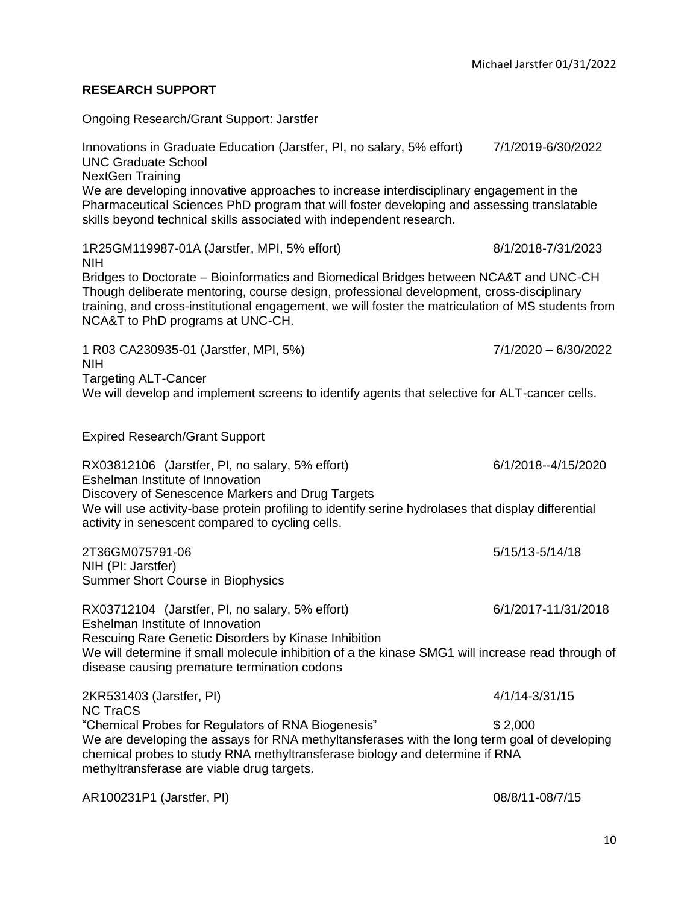## RESEARCH SUPPORT

Ongoing Research/Grant Support: Jarstfer

Innovations in Graduate Education (Jarstfer, PI, no salary, 5% effort) 7/1/2019-6/30/2022
UNC Graduate School
NextGen Training
We are developing innovative approaches to increase interdisciplinary engagement in the Pharmaceutical Sciences PhD program that will foster developing and assessing translatable skills beyond technical skills associated with independent research.

1R25GM119987-01A (Jarstfer, MPI, 5% effort) 8/1/2018-7/31/2023
NIH
Bridges to Doctorate – Bioinformatics and Biomedical Bridges between NCA&T and UNC-CH
Though deliberate mentoring, course design, professional development, cross-disciplinary training, and cross-institutional engagement, we will foster the matriculation of MS students from NCA&T to PhD programs at UNC-CH.

1 R03 CA230935-01 (Jarstfer, MPI, 5%) 7/1/2020 – 6/30/2022
NIH
Targeting ALT-Cancer
We will develop and implement screens to identify agents that selective for ALT-cancer cells.

Expired Research/Grant Support

RX03812106 (Jarstfer, PI, no salary, 5% effort) 6/1/2018--4/15/2020
Eshelman Institute of Innovation
Discovery of Senescence Markers and Drug Targets
We will use activity-base protein profiling to identify serine hydrolases that display differential activity in senescent compared to cycling cells.

2T36GM075791-06 5/15/13-5/14/18
NIH (PI: Jarstfer)
Summer Short Course in Biophysics

RX03712104 (Jarstfer, PI, no salary, 5% effort) 6/1/2017-11/31/2018
Eshelman Institute of Innovation
Rescuing Rare Genetic Disorders by Kinase Inhibition
We will determine if small molecule inhibition of a the kinase SMG1 will increase read through of disease causing premature termination codons

2KR531403 (Jarstfer, PI) 4/1/14-3/31/15
NC TraCS
"Chemical Probes for Regulators of RNA Biogenesis" $ 2,000
We are developing the assays for RNA methyltansferases with the long term goal of developing chemical probes to study RNA methyltransferase biology and determine if RNA methyltransferase are viable drug targets.

AR100231P1 (Jarstfer, PI) 08/8/11-08/7/15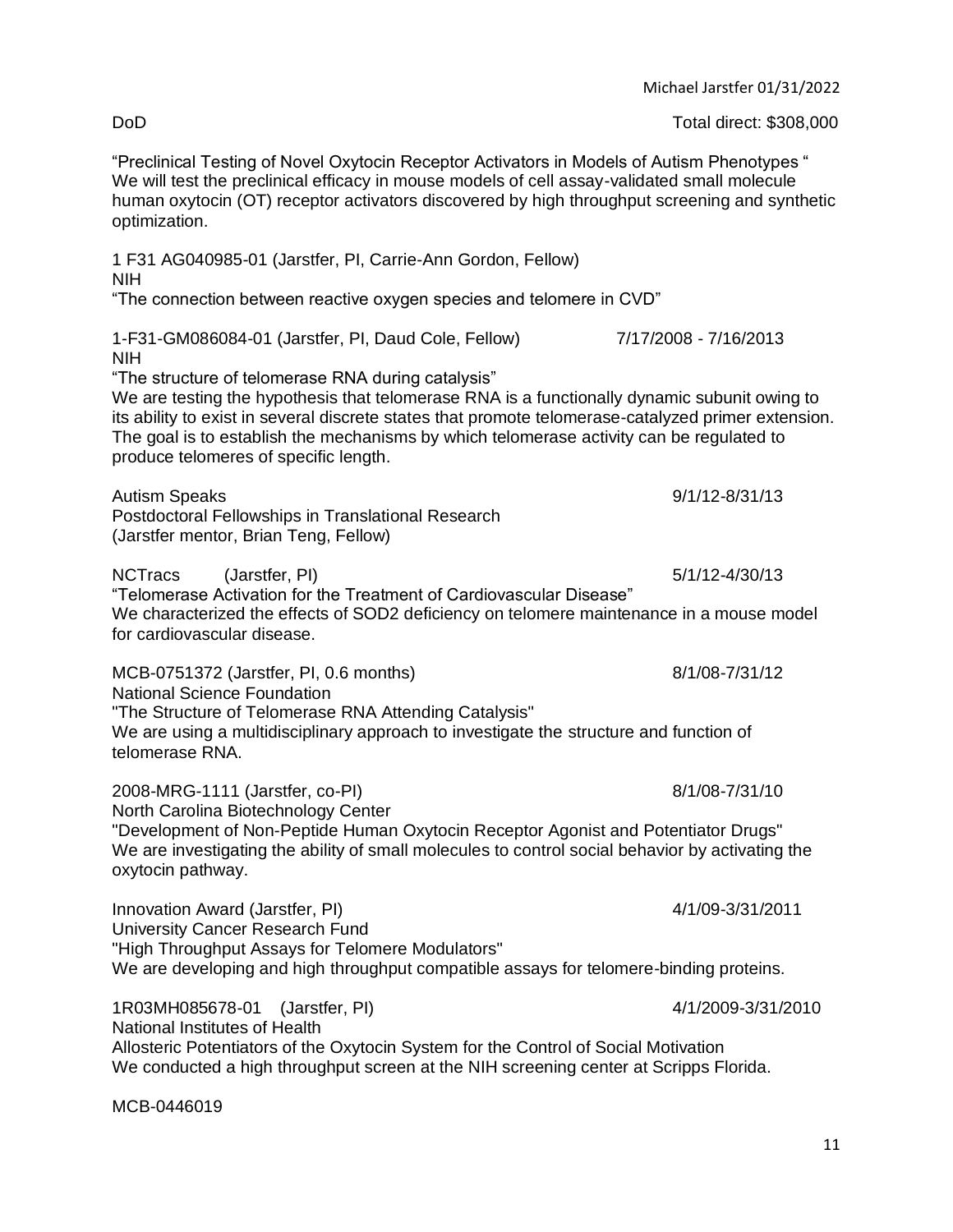DoD Total direct: $308,000

"Preclinical Testing of Novel Oxytocin Receptor Activators in Models of Autism Phenotypes "
We will test the preclinical efficacy in mouse models of cell assay-validated small molecule human oxytocin (OT) receptor activators discovered by high throughput screening and synthetic optimization.

1 F31 AG040985-01 (Jarstfer, PI, Carrie-Ann Gordon, Fellow)
NIH
"The connection between reactive oxygen species and telomere in CVD"

1-F31-GM086084-01 (Jarstfer, PI, Daud Cole, Fellow) 7/17/2008 - 7/16/2013
NIH
"The structure of telomerase RNA during catalysis"
We are testing the hypothesis that telomerase RNA is a functionally dynamic subunit owing to its ability to exist in several discrete states that promote telomerase-catalyzed primer extension. The goal is to establish the mechanisms by which telomerase activity can be regulated to produce telomeres of specific length.

Autism Speaks 9/1/12-8/31/13
Postdoctoral Fellowships in Translational Research
(Jarstfer mentor, Brian Teng, Fellow)

NCTracs (Jarstfer, PI) 5/1/12-4/30/13
"Telomerase Activation for the Treatment of Cardiovascular Disease"
We characterized the effects of SOD2 deficiency on telomere maintenance in a mouse model for cardiovascular disease.

MCB-0751372 (Jarstfer, PI, 0.6 months) 8/1/08-7/31/12
National Science Foundation
"The Structure of Telomerase RNA Attending Catalysis"
We are using a multidisciplinary approach to investigate the structure and function of telomerase RNA.

2008-MRG-1111 (Jarstfer, co-PI) 8/1/08-7/31/10
North Carolina Biotechnology Center
"Development of Non-Peptide Human Oxytocin Receptor Agonist and Potentiator Drugs"
We are investigating the ability of small molecules to control social behavior by activating the oxytocin pathway.

Innovation Award (Jarstfer, PI) 4/1/09-3/31/2011
University Cancer Research Fund
"High Throughput Assays for Telomere Modulators"
We are developing and high throughput compatible assays for telomere-binding proteins.

1R03MH085678-01 (Jarstfer, PI) 4/1/2009-3/31/2010
National Institutes of Health
Allosteric Potentiators of the Oxytocin System for the Control of Social Motivation
We conducted a high throughput screen at the NIH screening center at Scripps Florida.

MCB-0446019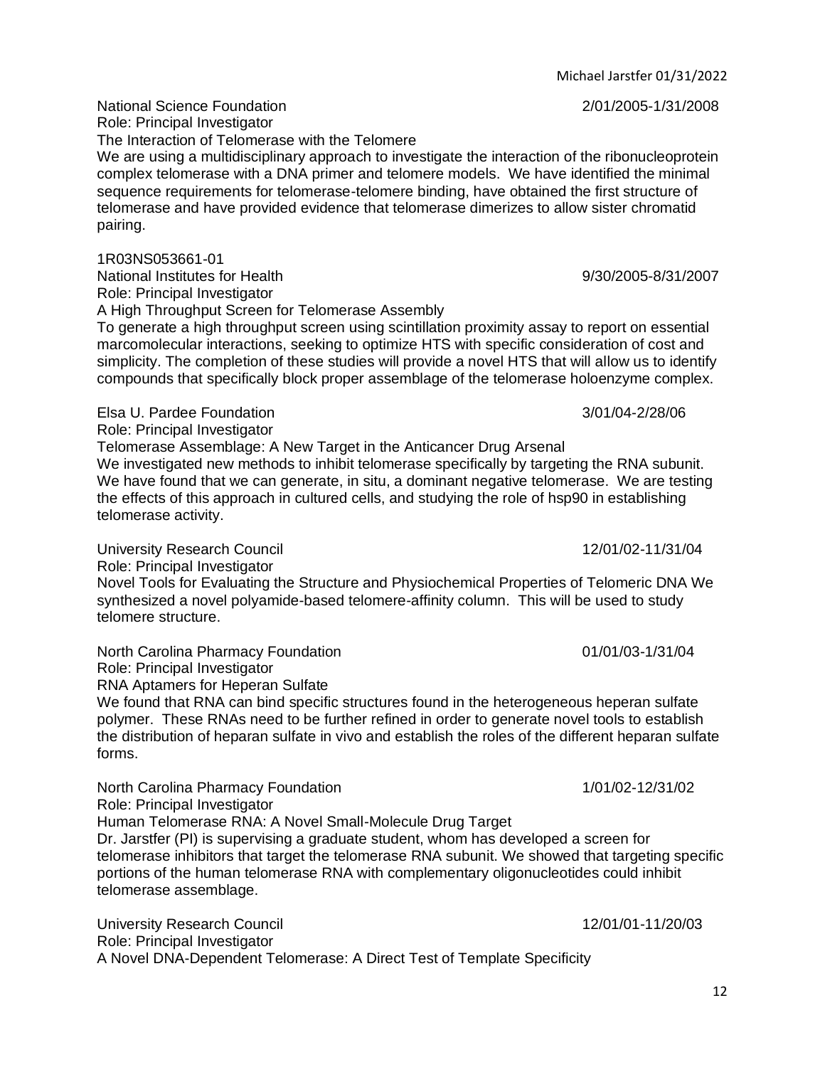National Science Foundation 2/01/2005-1/31/2008
Role: Principal Investigator
The Interaction of Telomerase with the Telomere
We are using a multidisciplinary approach to investigate the interaction of the ribonucleoprotein complex telomerase with a DNA primer and telomere models. We have identified the minimal sequence requirements for telomerase-telomere binding, have obtained the first structure of telomerase and have provided evidence that telomerase dimerizes to allow sister chromatid pairing.

1R03NS053661-01
National Institutes for Health 9/30/2005-8/31/2007
Role: Principal Investigator
A High Throughput Screen for Telomerase Assembly
To generate a high throughput screen using scintillation proximity assay to report on essential marcomolecular interactions, seeking to optimize HTS with specific consideration of cost and simplicity. The completion of these studies will provide a novel HTS that will allow us to identify compounds that specifically block proper assemblage of the telomerase holoenzyme complex.

Elsa U. Pardee Foundation 3/01/04-2/28/06
Role: Principal Investigator
Telomerase Assemblage: A New Target in the Anticancer Drug Arsenal
We investigated new methods to inhibit telomerase specifically by targeting the RNA subunit. We have found that we can generate, in situ, a dominant negative telomerase. We are testing the effects of this approach in cultured cells, and studying the role of hsp90 in establishing telomerase activity.

University Research Council 12/01/02-11/31/04
Role: Principal Investigator
Novel Tools for Evaluating the Structure and Physiochemical Properties of Telomeric DNA We synthesized a novel polyamide-based telomere-affinity column. This will be used to study telomere structure.

North Carolina Pharmacy Foundation 01/01/03-1/31/04
Role: Principal Investigator
RNA Aptamers for Heperan Sulfate
We found that RNA can bind specific structures found in the heterogeneous heperan sulfate polymer. These RNAs need to be further refined in order to generate novel tools to establish the distribution of heparan sulfate in vivo and establish the roles of the different heparan sulfate forms.

North Carolina Pharmacy Foundation 1/01/02-12/31/02
Role: Principal Investigator
Human Telomerase RNA: A Novel Small-Molecule Drug Target
Dr. Jarstfer (PI) is supervising a graduate student, whom has developed a screen for telomerase inhibitors that target the telomerase RNA subunit. We showed that targeting specific portions of the human telomerase RNA with complementary oligonucleotides could inhibit telomerase assemblage.

University Research Council 12/01/01-11/20/03
Role: Principal Investigator
A Novel DNA-Dependent Telomerase: A Direct Test of Template Specificity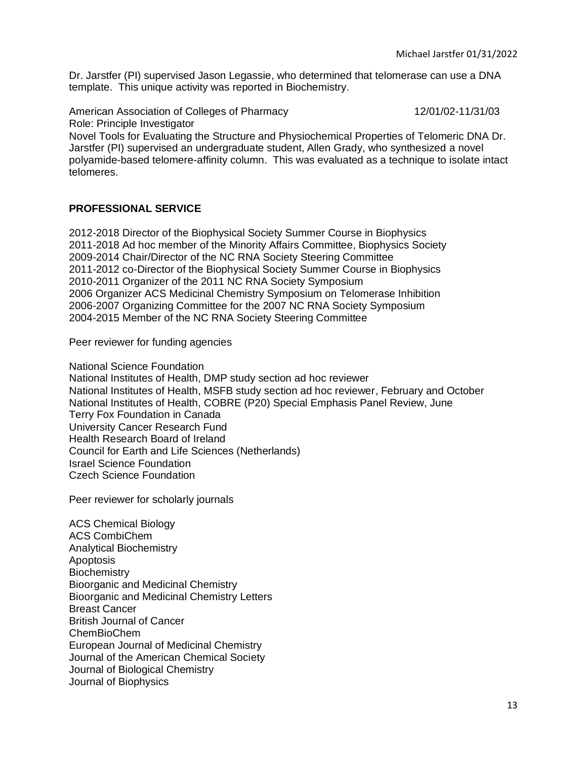Dr. Jarstfer (PI) supervised Jason Legassie, who determined that telomerase can use a DNA template. This unique activity was reported in Biochemistry.

American Association of Colleges of Pharmacy 12/01/02-11/31/03
Role: Principle Investigator
Novel Tools for Evaluating the Structure and Physiochemical Properties of Telomeric DNA Dr. Jarstfer (PI) supervised an undergraduate student, Allen Grady, who synthesized a novel polyamide-based telomere-affinity column. This was evaluated as a technique to isolate intact telomeres.

## PROFESSIONAL SERVICE

2012-2018 Director of the Biophysical Society Summer Course in Biophysics
2011-2018 Ad hoc member of the Minority Affairs Committee, Biophysics Society
2009-2014 Chair/Director of the NC RNA Society Steering Committee
2011-2012 co-Director of the Biophysical Society Summer Course in Biophysics
2010-2011 Organizer of the 2011 NC RNA Society Symposium
2006 Organizer ACS Medicinal Chemistry Symposium on Telomerase Inhibition
2006-2007 Organizing Committee for the 2007 NC RNA Society Symposium
2004-2015 Member of the NC RNA Society Steering Committee

Peer reviewer for funding agencies

National Science Foundation
National Institutes of Health, DMP study section ad hoc reviewer
National Institutes of Health, MSFB study section ad hoc reviewer, February and October
National Institutes of Health, COBRE (P20) Special Emphasis Panel Review, June
Terry Fox Foundation in Canada
University Cancer Research Fund
Health Research Board of Ireland
Council for Earth and Life Sciences (Netherlands)
Israel Science Foundation
Czech Science Foundation

Peer reviewer for scholarly journals

ACS Chemical Biology
ACS CombiChem
Analytical Biochemistry
Apoptosis
Biochemistry
Bioorganic and Medicinal Chemistry
Bioorganic and Medicinal Chemistry Letters
Breast Cancer
British Journal of Cancer
ChemBioChem
European Journal of Medicinal Chemistry
Journal of the American Chemical Society
Journal of Biological Chemistry
Journal of Biophysics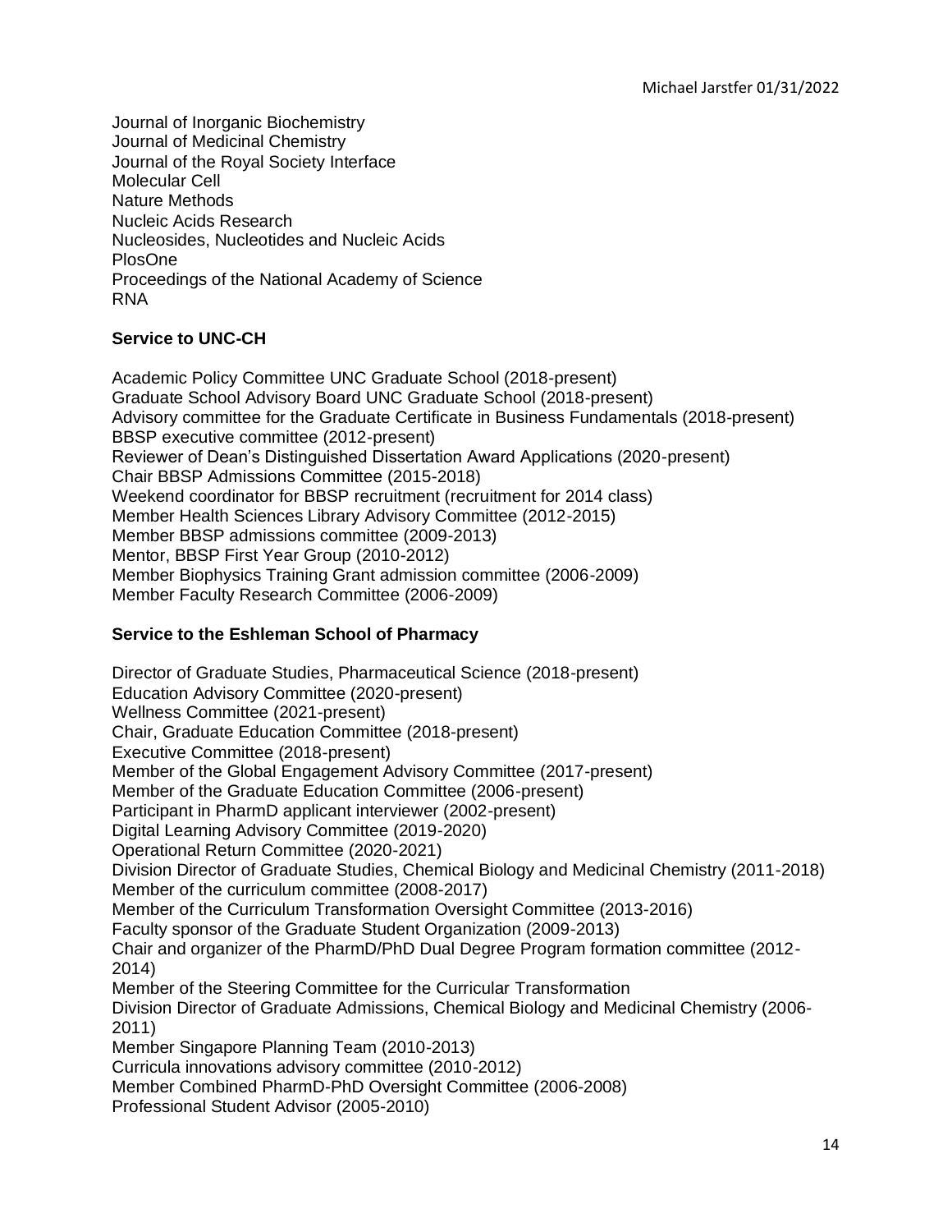Journal of Inorganic Biochemistry
Journal of Medicinal Chemistry
Journal of the Royal Society Interface
Molecular Cell
Nature Methods
Nucleic Acids Research
Nucleosides, Nucleotides and Nucleic Acids
PlosOne
Proceedings of the National Academy of Science
RNA

**Service to UNC-CH**

Academic Policy Committee UNC Graduate School (2018-present)
Graduate School Advisory Board UNC Graduate School (2018-present)
Advisory committee for the Graduate Certificate in Business Fundamentals (2018-present)
BBSP executive committee (2012-present)
Reviewer of Dean's Distinguished Dissertation Award Applications (2020-present)
Chair BBSP Admissions Committee (2015-2018)
Weekend coordinator for BBSP recruitment (recruitment for 2014 class)
Member Health Sciences Library Advisory Committee (2012-2015)
Member BBSP admissions committee (2009-2013)
Mentor, BBSP First Year Group (2010-2012)
Member Biophysics Training Grant admission committee (2006-2009)
Member Faculty Research Committee (2006-2009)

**Service to the Eshleman School of Pharmacy**

Director of Graduate Studies, Pharmaceutical Science (2018-present)
Education Advisory Committee (2020-present)
Wellness Committee (2021-present)
Chair, Graduate Education Committee (2018-present)
Executive Committee (2018-present)
Member of the Global Engagement Advisory Committee (2017-present)
Member of the Graduate Education Committee (2006-present)
Participant in PharmD applicant interviewer (2002-present)
Digital Learning Advisory Committee (2019-2020)
Operational Return Committee (2020-2021)
Division Director of Graduate Studies, Chemical Biology and Medicinal Chemistry (2011-2018)
Member of the curriculum committee (2008-2017)
Member of the Curriculum Transformation Oversight Committee (2013-2016)
Faculty sponsor of the Graduate Student Organization (2009-2013)
Chair and organizer of the PharmD/PhD Dual Degree Program formation committee (2012-2014)
Member of the Steering Committee for the Curricular Transformation
Division Director of Graduate Admissions, Chemical Biology and Medicinal Chemistry (2006-2011)
Member Singapore Planning Team (2010-2013)
Curricula innovations advisory committee (2010-2012)
Member Combined PharmD-PhD Oversight Committee (2006-2008)
Professional Student Advisor (2005-2010)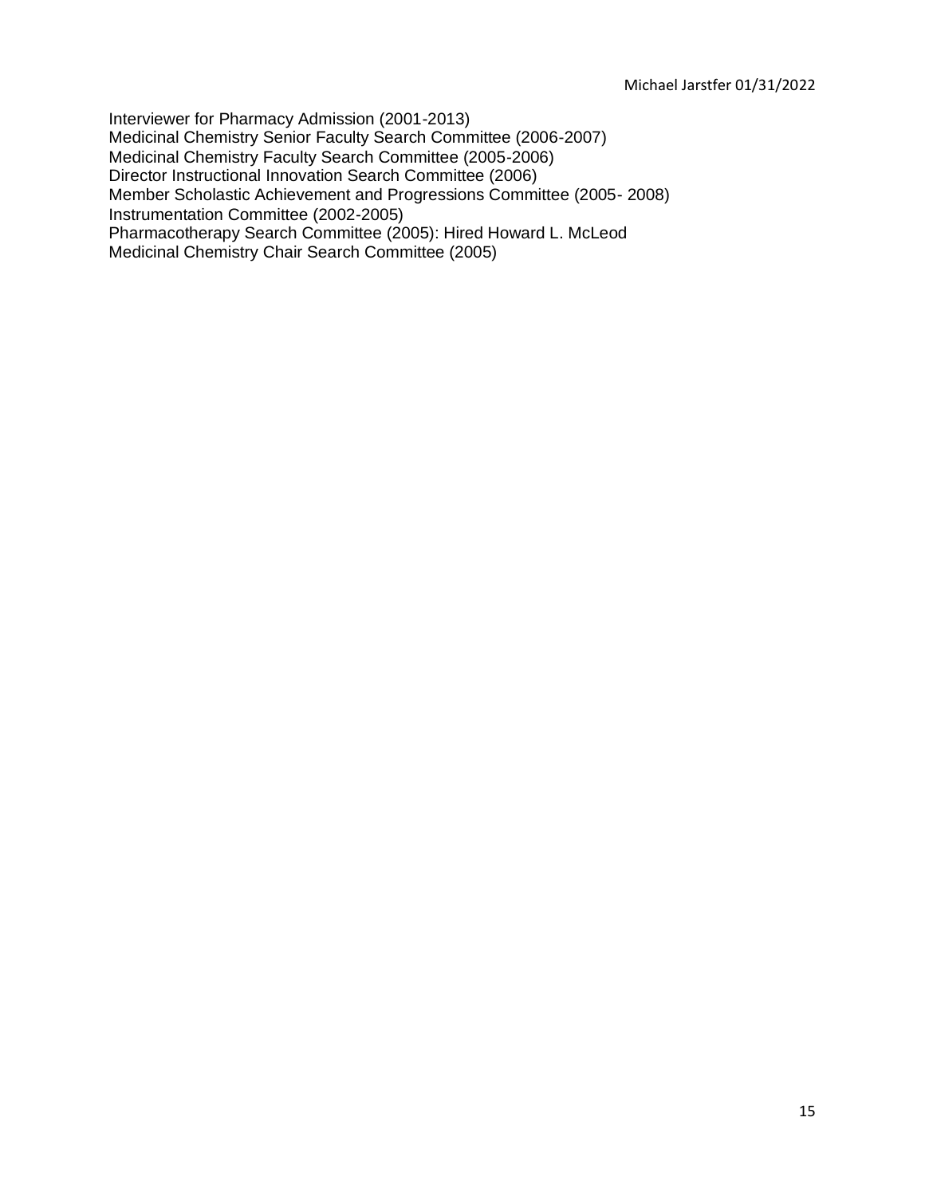Interviewer for Pharmacy Admission (2001-2013)
Medicinal Chemistry Senior Faculty Search Committee (2006-2007)
Medicinal Chemistry Faculty Search Committee (2005-2006)
Director Instructional Innovation Search Committee (2006)
Member Scholastic Achievement and Progressions Committee (2005- 2008)
Instrumentation Committee (2002-2005)
Pharmacotherapy Search Committee (2005): Hired Howard L. McLeod
Medicinal Chemistry Chair Search Committee (2005)